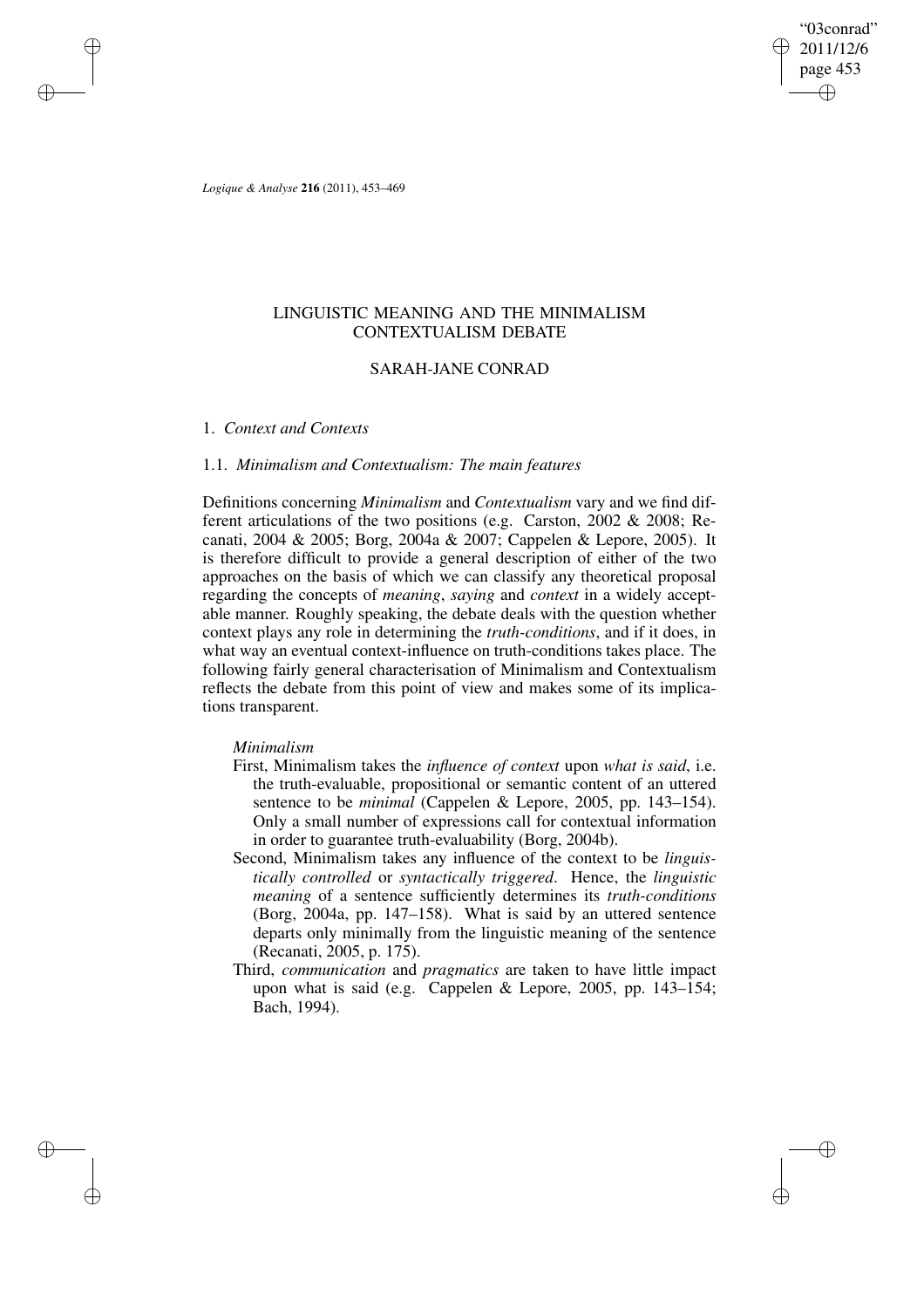# LINGUISTIC MEANING AND THE MINIMALISM CONTEXTUALISM DEBATE

## SARAH-JANE CONRAD

### 1. *Context and Contexts*

#### 1.1. *Minimalism and Contextualism: The main features*

Definitions concerning *Minimalism* and *Contextualism* vary and we find different articulations of the two positions (e.g. Carston, 2002 & 2008; Recanati, 2004 & 2005; Borg, 2004a & 2007; Cappelen & Lepore, 2005). It is therefore difficult to provide a general description of either of the two approaches on the basis of which we can classify any theoretical proposal regarding the concepts of *meaning*, *saying* and *context* in a widely acceptable manner. Roughly speaking, the debate deals with the question whether context plays any role in determining the *truth-conditions*, and if it does, in what way an eventual context-influence on truth-conditions takes place. The following fairly general characterisation of Minimalism and Contextualism reflects the debate from this point of view and makes some of its implications transparent.

*Minimalism*

First, Minimalism takes the *influence of context* upon *what is said*, i.e. the truth-evaluable, propositional or semantic content of an uttered sentence to be *minimal* (Cappelen & Lepore, 2005, pp. 143–154). Only a small number of expressions call for contextual information in order to guarantee truth-evaluability (Borg, 2004b).

Second, Minimalism takes any influence of the context to be *linguistically controlled* or *syntactically triggered*. Hence, the *linguistic meaning* of a sentence sufficiently determines its *truth-conditions* (Borg, 2004a, pp. 147–158). What is said by an uttered sentence departs only minimally from the linguistic meaning of the sentence (Recanati, 2005, p. 175).

Third, *communication* and *pragmatics* are taken to have little impact upon what is said (e.g. Cappelen & Lepore, 2005, pp. 143–154; Bach, 1994).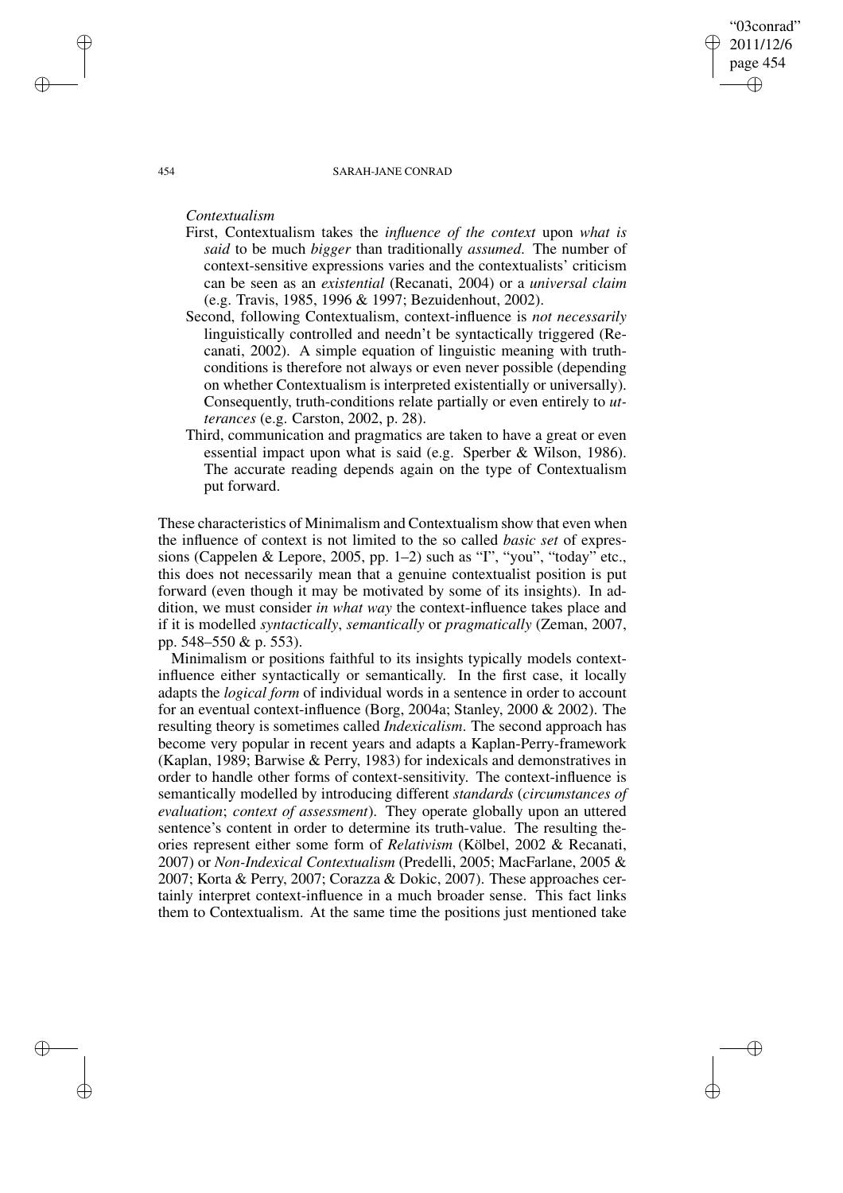*Contextualism*

First, Contextualism takes the *influence of the context* upon *what is said* to be much *bigger* than traditionally *assumed*. The number of context-sensitive expressions varies and the contextualists' criticism can be seen as an *existential* (Recanati, 2004) or a *universal claim* (e.g. Travis, 1985, 1996 & 1997; Bezuidenhout, 2002).

Second, following Contextualism, context-influence is *not necessarily* linguistically controlled and needn't be syntactically triggered (Recanati, 2002). A simple equation of linguistic meaning with truth-conditions is therefore not always or even never possible (depending on whether Contextualism is interpreted existentially or universally). Consequently, truth-conditions relate partially or even entirely to *utterances* (e.g. Carston, 2002, p. 28).

Third, communication and pragmatics are taken to have a great or even essential impact upon what is said (e.g. Sperber & Wilson, 1986). The accurate reading depends again on the type of Contextualism put forward.

These characteristics of Minimalism and Contextualism show that even when the influence of context is not limited to the so called *basic set* of expressions (Cappelen & Lepore, 2005, pp. 1–2) such as "I", "you", "today" etc., this does not necessarily mean that a genuine contextualist position is put forward (even though it may be motivated by some of its insights). In addition, we must consider *in what way* the context-influence takes place and if it is modelled *syntactically*, *semantically* or *pragmatically* (Zeman, 2007, pp. 548–550 & p. 553).

Minimalism or positions faithful to its insights typically models context-influence either syntactically or semantically. In the first case, it locally adapts the *logical form* of individual words in a sentence in order to account for an eventual context-influence (Borg, 2004a; Stanley, 2000 & 2002). The resulting theory is sometimes called *Indexicalism*. The second approach has become very popular in recent years and adapts a Kaplan-Perry-framework (Kaplan, 1989; Barwise & Perry, 1983) for indexicals and demonstratives in order to handle other forms of context-sensitivity. The context-influence is semantically modelled by introducing different *standards* (*circumstances of evaluation*; *context of assessment*). They operate globally upon an uttered sentence's content in order to determine its truth-value. The resulting theories represent either some form of *Relativism* (Kölbel, 2002 & Recanati, 2007) or *Non-Indexical Contextualism* (Predelli, 2005; MacFarlane, 2005 & 2007; Korta & Perry, 2007; Corazza & Dokic, 2007). These approaches certainly interpret context-influence in a much broader sense. This fact links them to Contextualism. At the same time the positions just mentioned take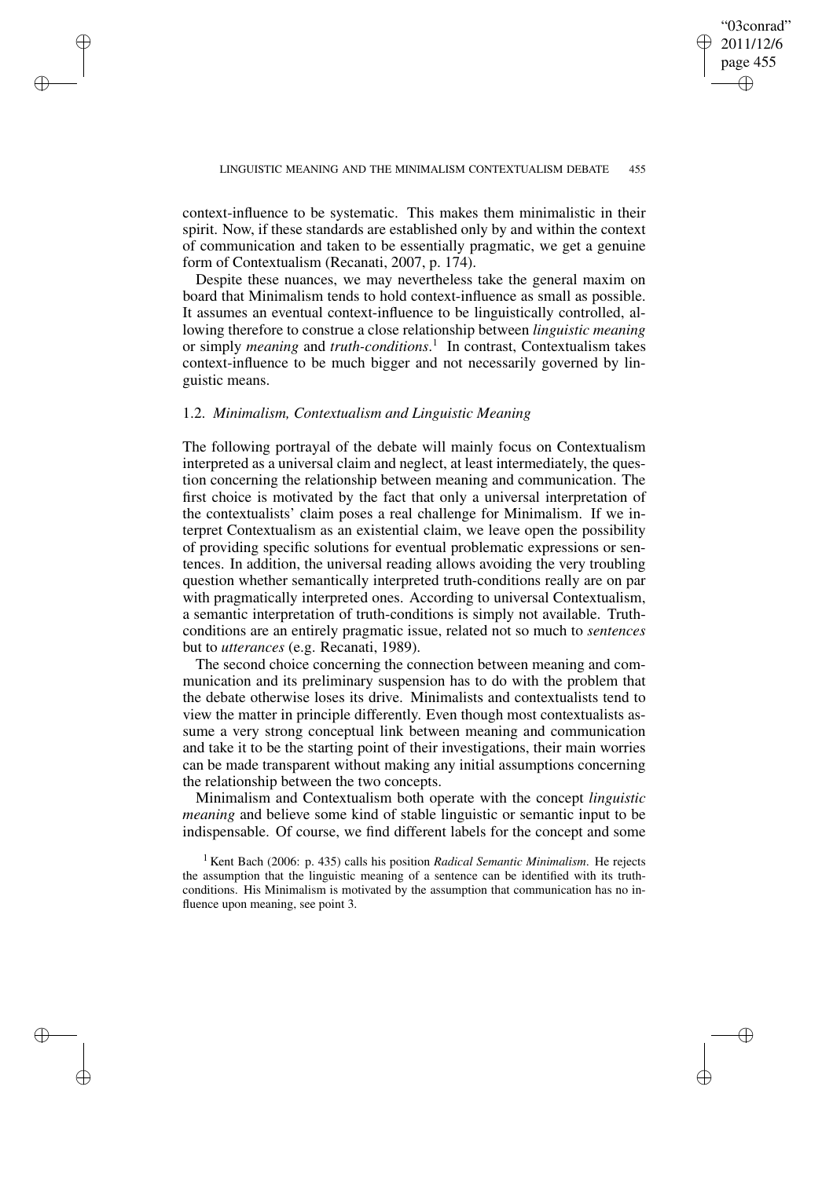context-influence to be systematic. This makes them minimalistic in their spirit. Now, if these standards are established only by and within the context of communication and taken to be essentially pragmatic, we get a genuine form of Contextualism (Recanati, 2007, p. 174).

Despite these nuances, we may nevertheless take the general maxim on board that Minimalism tends to hold context-influence as small as possible. It assumes an eventual context-influence to be linguistically controlled, allowing therefore to construe a close relationship between *linguistic meaning* or simply *meaning* and *truth-conditions*.[1] In contrast, Contextualism takes context-influence to be much bigger and not necessarily governed by linguistic means.

### 1.2. *Minimalism, Contextualism and Linguistic Meaning*

The following portrayal of the debate will mainly focus on Contextualism interpreted as a universal claim and neglect, at least intermediately, the question concerning the relationship between meaning and communication. The first choice is motivated by the fact that only a universal interpretation of the contextualists' claim poses a real challenge for Minimalism. If we interpret Contextualism as an existential claim, we leave open the possibility of providing specific solutions for eventual problematic expressions or sentences. In addition, the universal reading allows avoiding the very troubling question whether semantically interpreted truth-conditions really are on par with pragmatically interpreted ones. According to universal Contextualism, a semantic interpretation of truth-conditions is simply not available. Truth-conditions are an entirely pragmatic issue, related not so much to *sentences* but to *utterances* (e.g. Recanati, 1989).

The second choice concerning the connection between meaning and communication and its preliminary suspension has to do with the problem that the debate otherwise loses its drive. Minimalists and contextualists tend to view the matter in principle differently. Even though most contextualists assume a very strong conceptual link between meaning and communication and take it to be the starting point of their investigations, their main worries can be made transparent without making any initial assumptions concerning the relationship between the two concepts.

Minimalism and Contextualism both operate with the concept *linguistic meaning* and believe some kind of stable linguistic or semantic input to be indispensable. Of course, we find different labels for the concept and some

[1] Kent Bach (2006: p. 435) calls his position *Radical Semantic Minimalism*. He rejects the assumption that the linguistic meaning of a sentence can be identified with its truth-conditions. His Minimalism is motivated by the assumption that communication has no influence upon meaning, see point 3.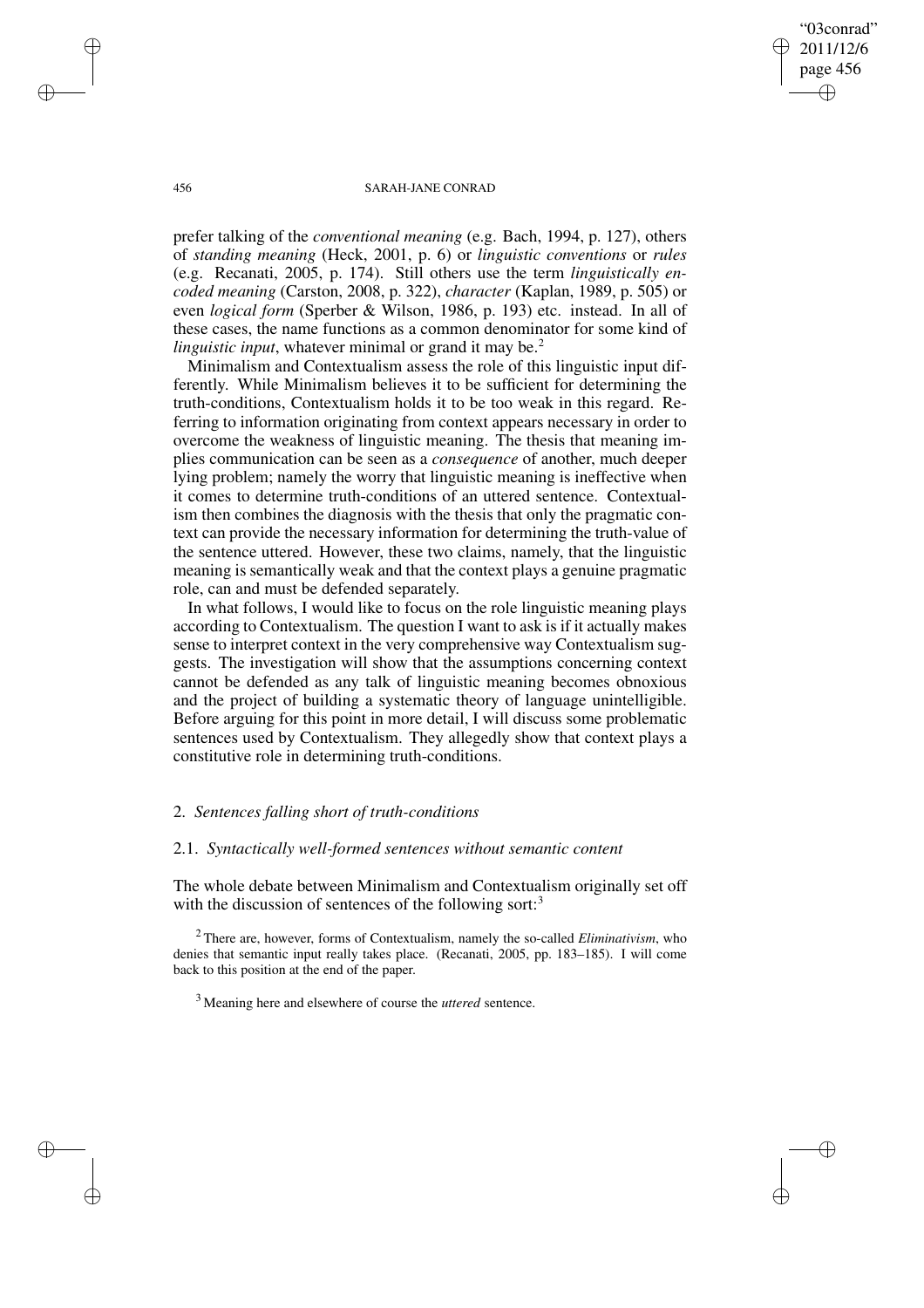prefer talking of the *conventional meaning* (e.g. Bach, 1994, p. 127), others of *standing meaning* (Heck, 2001, p. 6) or *linguistic conventions* or *rules* (e.g. Recanati, 2005, p. 174). Still others use the term *linguistically encoded meaning* (Carston, 2008, p. 322), *character* (Kaplan, 1989, p. 505) or even *logical form* (Sperber & Wilson, 1986, p. 193) etc. instead. In all of these cases, the name functions as a common denominator for some kind of *linguistic input*, whatever minimal or grand it may be.[2]

Minimalism and Contextualism assess the role of this linguistic input differently. While Minimalism believes it to be sufficient for determining the truth-conditions, Contextualism holds it to be too weak in this regard. Referring to information originating from context appears necessary in order to overcome the weakness of linguistic meaning. The thesis that meaning implies communication can be seen as a *consequence* of another, much deeper lying problem; namely the worry that linguistic meaning is ineffective when it comes to determine truth-conditions of an uttered sentence. Contextualism then combines the diagnosis with the thesis that only the pragmatic context can provide the necessary information for determining the truth-value of the sentence uttered. However, these two claims, namely, that the linguistic meaning is semantically weak and that the context plays a genuine pragmatic role, can and must be defended separately.

In what follows, I would like to focus on the role linguistic meaning plays according to Contextualism. The question I want to ask is if it actually makes sense to interpret context in the very comprehensive way Contextualism suggests. The investigation will show that the assumptions concerning context cannot be defended as any talk of linguistic meaning becomes obnoxious and the project of building a systematic theory of language unintelligible. Before arguing for this point in more detail, I will discuss some problematic sentences used by Contextualism. They allegedly show that context plays a constitutive role in determining truth-conditions.

## 2. *Sentences falling short of truth-conditions*

### 2.1. *Syntactically well-formed sentences without semantic content*

The whole debate between Minimalism and Contextualism originally set off with the discussion of sentences of the following sort:[3]

[2] There are, however, forms of Contextualism, namely the so-called *Eliminativism*, who denies that semantic input really takes place. (Recanati, 2005, pp. 183–185). I will come back to this position at the end of the paper.

[3] Meaning here and elsewhere of course the *uttered* sentence.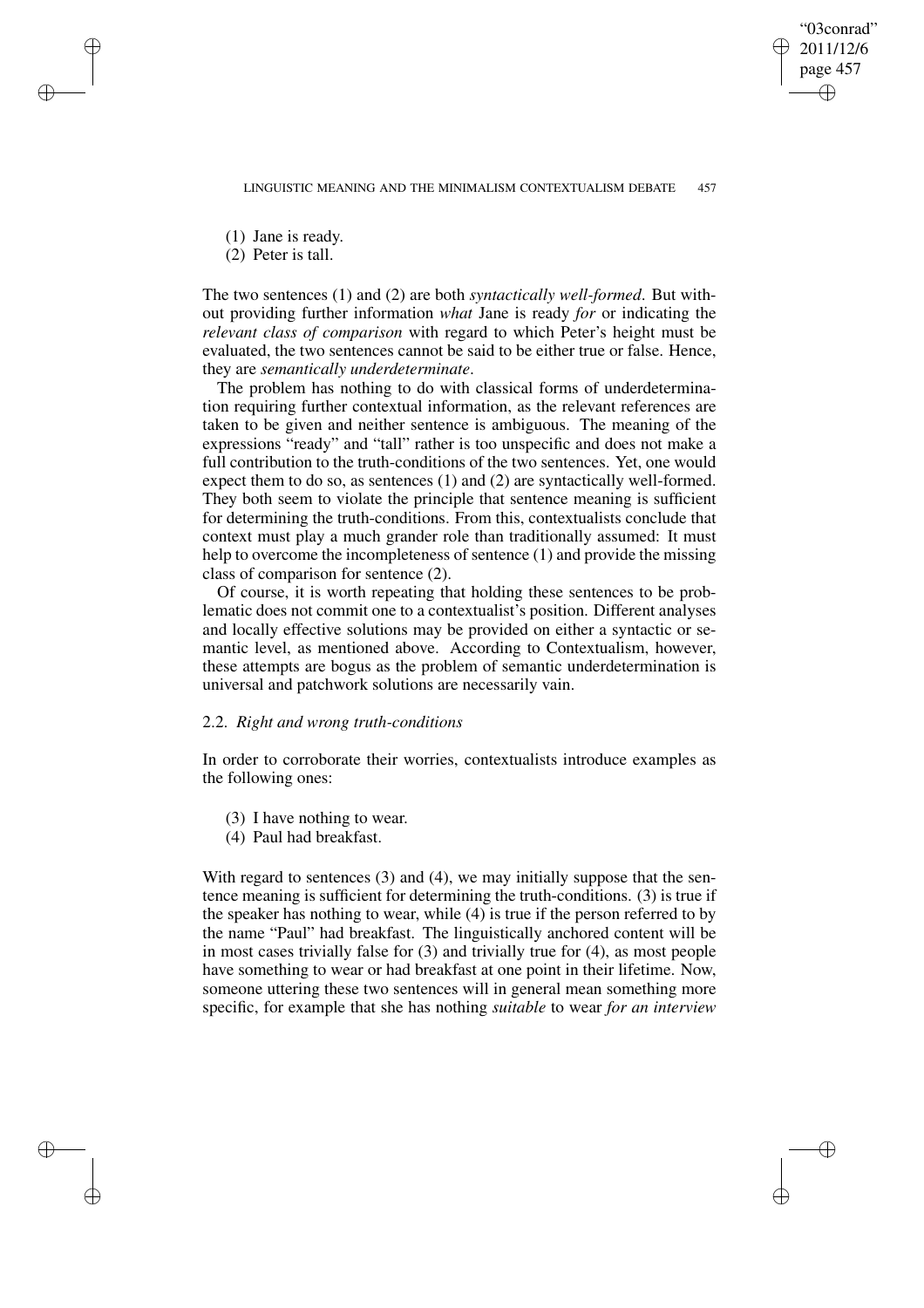(1) Jane is ready.
(2) Peter is tall.

The two sentences (1) and (2) are both *syntactically well-formed*. But without providing further information *what* Jane is ready *for* or indicating the *relevant class of comparison* with regard to which Peter's height must be evaluated, the two sentences cannot be said to be either true or false. Hence, they are *semantically underdeterminate*.

The problem has nothing to do with classical forms of underdetermination requiring further contextual information, as the relevant references are taken to be given and neither sentence is ambiguous. The meaning of the expressions "ready" and "tall" rather is too unspecific and does not make a full contribution to the truth-conditions of the two sentences. Yet, one would expect them to do so, as sentences (1) and (2) are syntactically well-formed. They both seem to violate the principle that sentence meaning is sufficient for determining the truth-conditions. From this, contextualists conclude that context must play a much grander role than traditionally assumed: It must help to overcome the incompleteness of sentence (1) and provide the missing class of comparison for sentence (2).

Of course, it is worth repeating that holding these sentences to be problematic does not commit one to a contextualist's position. Different analyses and locally effective solutions may be provided on either a syntactic or semantic level, as mentioned above. According to Contextualism, however, these attempts are bogus as the problem of semantic underdetermination is universal and patchwork solutions are necessarily vain.

### 2.2. *Right and wrong truth-conditions*

In order to corroborate their worries, contextualists introduce examples as the following ones:

(3) I have nothing to wear.
(4) Paul had breakfast.

With regard to sentences (3) and (4), we may initially suppose that the sentence meaning is sufficient for determining the truth-conditions. (3) is true if the speaker has nothing to wear, while (4) is true if the person referred to by the name "Paul" had breakfast. The linguistically anchored content will be in most cases trivially false for (3) and trivially true for (4), as most people have something to wear or had breakfast at one point in their lifetime. Now, someone uttering these two sentences will in general mean something more specific, for example that she has nothing *suitable* to wear *for an interview*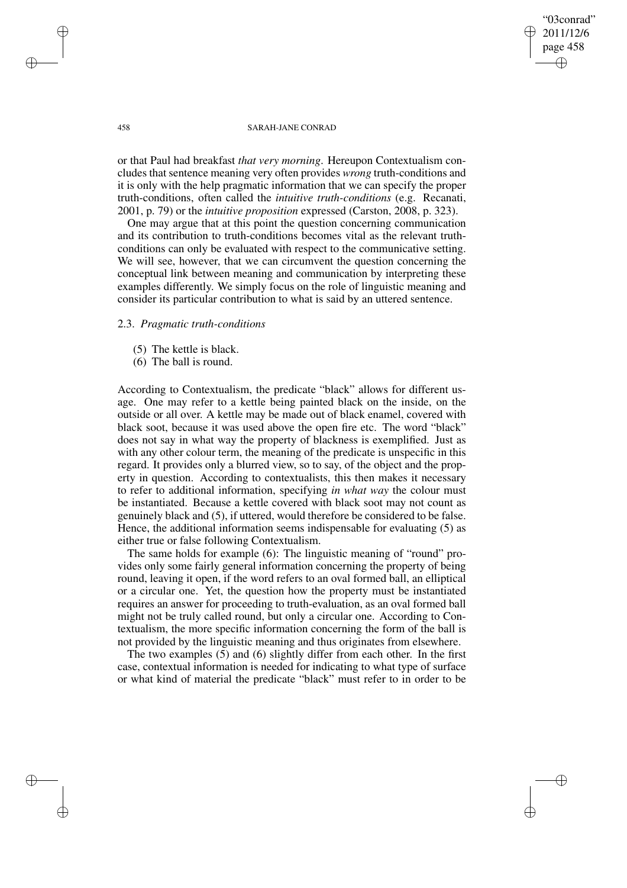or that Paul had breakfast *that very morning*. Hereupon Contextualism concludes that sentence meaning very often provides *wrong* truth-conditions and it is only with the help pragmatic information that we can specify the proper truth-conditions, often called the *intuitive truth-conditions* (e.g. Recanati, 2001, p. 79) or the *intuitive proposition* expressed (Carston, 2008, p. 323).

One may argue that at this point the question concerning communication and its contribution to truth-conditions becomes vital as the relevant truth-conditions can only be evaluated with respect to the communicative setting. We will see, however, that we can circumvent the question concerning the conceptual link between meaning and communication by interpreting these examples differently. We simply focus on the role of linguistic meaning and consider its particular contribution to what is said by an uttered sentence.

### 2.3. *Pragmatic truth-conditions*

(5) The kettle is black.
(6) The ball is round.

According to Contextualism, the predicate "black" allows for different usage. One may refer to a kettle being painted black on the inside, on the outside or all over. A kettle may be made out of black enamel, covered with black soot, because it was used above the open fire etc. The word "black" does not say in what way the property of blackness is exemplified. Just as with any other colour term, the meaning of the predicate is unspecific in this regard. It provides only a blurred view, so to say, of the object and the property in question. According to contextualists, this then makes it necessary to refer to additional information, specifying *in what way* the colour must be instantiated. Because a kettle covered with black soot may not count as genuinely black and (5), if uttered, would therefore be considered to be false. Hence, the additional information seems indispensable for evaluating (5) as either true or false following Contextualism.

The same holds for example (6): The linguistic meaning of "round" provides only some fairly general information concerning the property of being round, leaving it open, if the word refers to an oval formed ball, an elliptical or a circular one. Yet, the question how the property must be instantiated requires an answer for proceeding to truth-evaluation, as an oval formed ball might not be truly called round, but only a circular one. According to Contextualism, the more specific information concerning the form of the ball is not provided by the linguistic meaning and thus originates from elsewhere.

The two examples (5) and (6) slightly differ from each other. In the first case, contextual information is needed for indicating to what type of surface or what kind of material the predicate "black" must refer to in order to be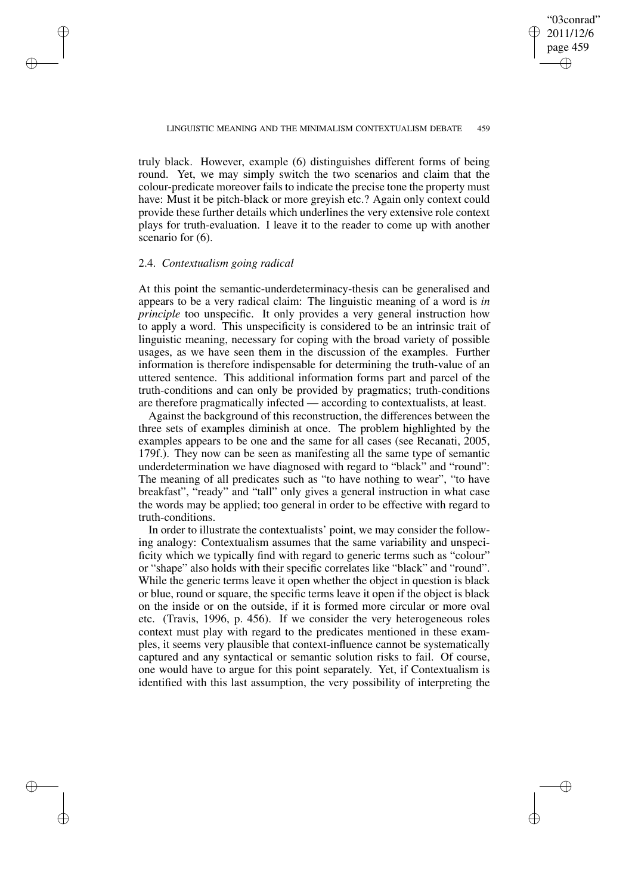truly black. However, example (6) distinguishes different forms of being round. Yet, we may simply switch the two scenarios and claim that the colour-predicate moreover fails to indicate the precise tone the property must have: Must it be pitch-black or more greyish etc.? Again only context could provide these further details which underlines the very extensive role context plays for truth-evaluation. I leave it to the reader to come up with another scenario for (6).

### 2.4. *Contextualism going radical*

At this point the semantic-underdeterminacy-thesis can be generalised and appears to be a very radical claim: The linguistic meaning of a word is *in principle* too unspecific. It only provides a very general instruction how to apply a word. This unspecificity is considered to be an intrinsic trait of linguistic meaning, necessary for coping with the broad variety of possible usages, as we have seen them in the discussion of the examples. Further information is therefore indispensable for determining the truth-value of an uttered sentence. This additional information forms part and parcel of the truth-conditions and can only be provided by pragmatics; truth-conditions are therefore pragmatically infected — according to contextualists, at least.

Against the background of this reconstruction, the differences between the three sets of examples diminish at once. The problem highlighted by the examples appears to be one and the same for all cases (see Recanati, 2005, 179f.). They now can be seen as manifesting all the same type of semantic underdetermination we have diagnosed with regard to "black" and "round": The meaning of all predicates such as "to have nothing to wear", "to have breakfast", "ready" and "tall" only gives a general instruction in what case the words may be applied; too general in order to be effective with regard to truth-conditions.

In order to illustrate the contextualists' point, we may consider the following analogy: Contextualism assumes that the same variability and unspecificity which we typically find with regard to generic terms such as "colour" or "shape" also holds with their specific correlates like "black" and "round". While the generic terms leave it open whether the object in question is black or blue, round or square, the specific terms leave it open if the object is black on the inside or on the outside, if it is formed more circular or more oval etc. (Travis, 1996, p. 456). If we consider the very heterogeneous roles context must play with regard to the predicates mentioned in these examples, it seems very plausible that context-influence cannot be systematically captured and any syntactical or semantic solution risks to fail. Of course, one would have to argue for this point separately. Yet, if Contextualism is identified with this last assumption, the very possibility of interpreting the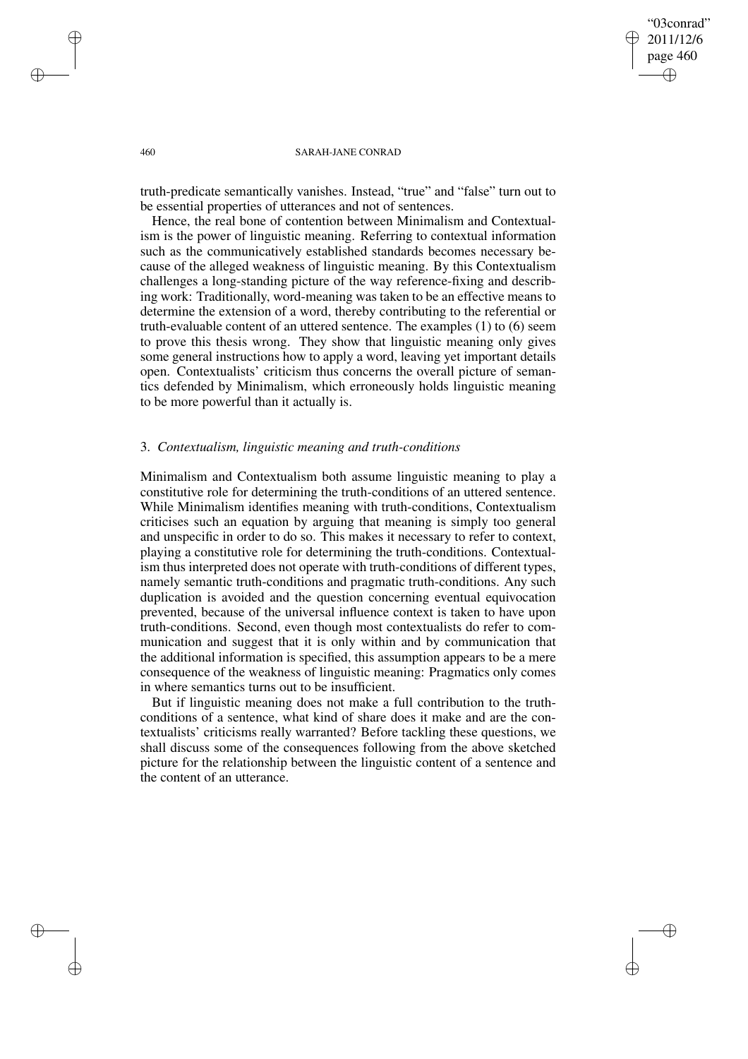truth-predicate semantically vanishes. Instead, "true" and "false" turn out to be essential properties of utterances and not of sentences.

Hence, the real bone of contention between Minimalism and Contextualism is the power of linguistic meaning. Referring to contextual information such as the communicatively established standards becomes necessary because of the alleged weakness of linguistic meaning. By this Contextualism challenges a long-standing picture of the way reference-fixing and describing work: Traditionally, word-meaning was taken to be an effective means to determine the extension of a word, thereby contributing to the referential or truth-evaluable content of an uttered sentence. The examples (1) to (6) seem to prove this thesis wrong. They show that linguistic meaning only gives some general instructions how to apply a word, leaving yet important details open. Contextualists' criticism thus concerns the overall picture of semantics defended by Minimalism, which erroneously holds linguistic meaning to be more powerful than it actually is.

## 3. *Contextualism, linguistic meaning and truth-conditions*

Minimalism and Contextualism both assume linguistic meaning to play a constitutive role for determining the truth-conditions of an uttered sentence. While Minimalism identifies meaning with truth-conditions, Contextualism criticises such an equation by arguing that meaning is simply too general and unspecific in order to do so. This makes it necessary to refer to context, playing a constitutive role for determining the truth-conditions. Contextualism thus interpreted does not operate with truth-conditions of different types, namely semantic truth-conditions and pragmatic truth-conditions. Any such duplication is avoided and the question concerning eventual equivocation prevented, because of the universal influence context is taken to have upon truth-conditions. Second, even though most contextualists do refer to communication and suggest that it is only within and by communication that the additional information is specified, this assumption appears to be a mere consequence of the weakness of linguistic meaning: Pragmatics only comes in where semantics turns out to be insufficient.

But if linguistic meaning does not make a full contribution to the truth-conditions of a sentence, what kind of share does it make and are the contextualists' criticisms really warranted? Before tackling these questions, we shall discuss some of the consequences following from the above sketched picture for the relationship between the linguistic content of a sentence and the content of an utterance.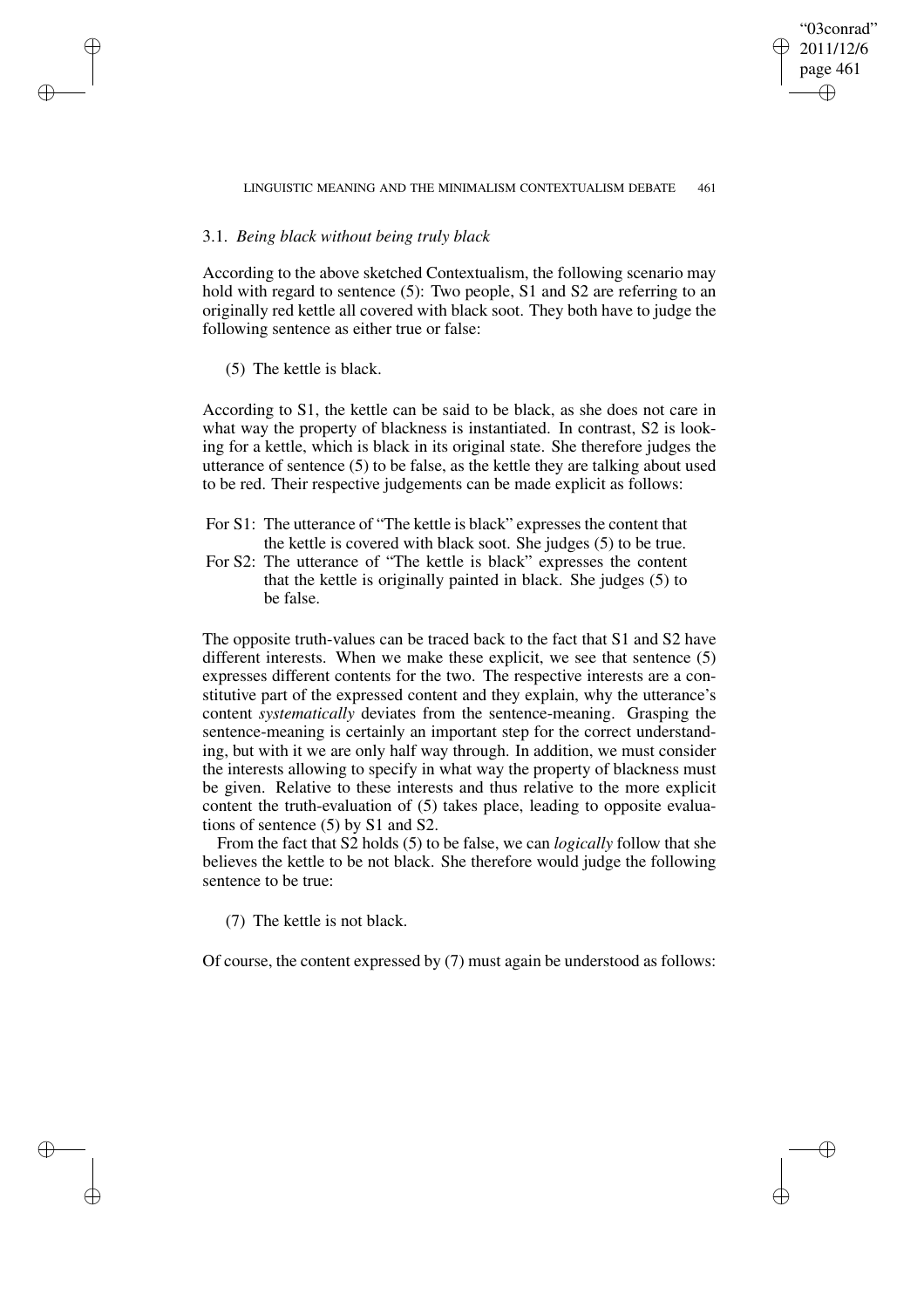### 3.1. *Being black without being truly black*

According to the above sketched Contextualism, the following scenario may hold with regard to sentence (5): Two people, S1 and S2 are referring to an originally red kettle all covered with black soot. They both have to judge the following sentence as either true or false:

(5) The kettle is black.

According to S1, the kettle can be said to be black, as she does not care in what way the property of blackness is instantiated. In contrast, S2 is looking for a kettle, which is black in its original state. She therefore judges the utterance of sentence (5) to be false, as the kettle they are talking about used to be red. Their respective judgements can be made explicit as follows:

For S1: The utterance of "The kettle is black" expresses the content that the kettle is covered with black soot. She judges (5) to be true.

For S2: The utterance of "The kettle is black" expresses the content that the kettle is originally painted in black. She judges (5) to be false.

The opposite truth-values can be traced back to the fact that S1 and S2 have different interests. When we make these explicit, we see that sentence (5) expresses different contents for the two. The respective interests are a constitutive part of the expressed content and they explain, why the utterance's content *systematically* deviates from the sentence-meaning. Grasping the sentence-meaning is certainly an important step for the correct understanding, but with it we are only half way through. In addition, we must consider the interests allowing to specify in what way the property of blackness must be given. Relative to these interests and thus relative to the more explicit content the truth-evaluation of (5) takes place, leading to opposite evaluations of sentence (5) by S1 and S2.

From the fact that S2 holds (5) to be false, we can *logically* follow that she believes the kettle to be not black. She therefore would judge the following sentence to be true:

(7) The kettle is not black.

Of course, the content expressed by (7) must again be understood as follows: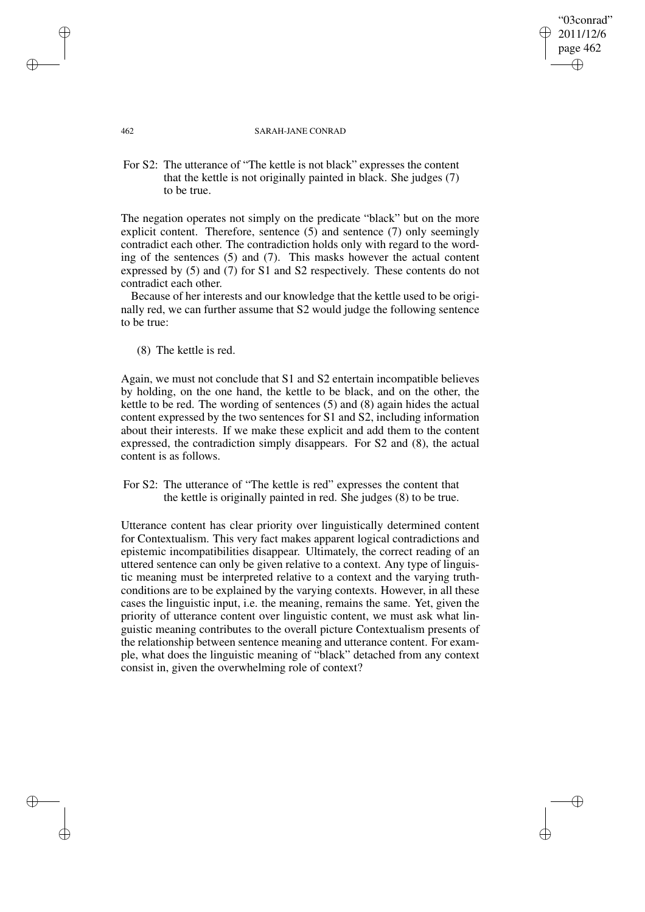For S2: The utterance of "The kettle is not black" expresses the content that the kettle is not originally painted in black. She judges (7) to be true.

The negation operates not simply on the predicate "black" but on the more explicit content. Therefore, sentence (5) and sentence (7) only seemingly contradict each other. The contradiction holds only with regard to the wording of the sentences (5) and (7). This masks however the actual content expressed by (5) and (7) for S1 and S2 respectively. These contents do not contradict each other.

Because of her interests and our knowledge that the kettle used to be originally red, we can further assume that S2 would judge the following sentence to be true:

(8) The kettle is red.

Again, we must not conclude that S1 and S2 entertain incompatible believes by holding, on the one hand, the kettle to be black, and on the other, the kettle to be red. The wording of sentences (5) and (8) again hides the actual content expressed by the two sentences for S1 and S2, including information about their interests. If we make these explicit and add them to the content expressed, the contradiction simply disappears. For S2 and (8), the actual content is as follows.

For S2: The utterance of "The kettle is red" expresses the content that the kettle is originally painted in red. She judges (8) to be true.

Utterance content has clear priority over linguistically determined content for Contextualism. This very fact makes apparent logical contradictions and epistemic incompatibilities disappear. Ultimately, the correct reading of an uttered sentence can only be given relative to a context. Any type of linguistic meaning must be interpreted relative to a context and the varying truth-conditions are to be explained by the varying contexts. However, in all these cases the linguistic input, i.e. the meaning, remains the same. Yet, given the priority of utterance content over linguistic content, we must ask what linguistic meaning contributes to the overall picture Contextualism presents of the relationship between sentence meaning and utterance content. For example, what does the linguistic meaning of "black" detached from any context consist in, given the overwhelming role of context?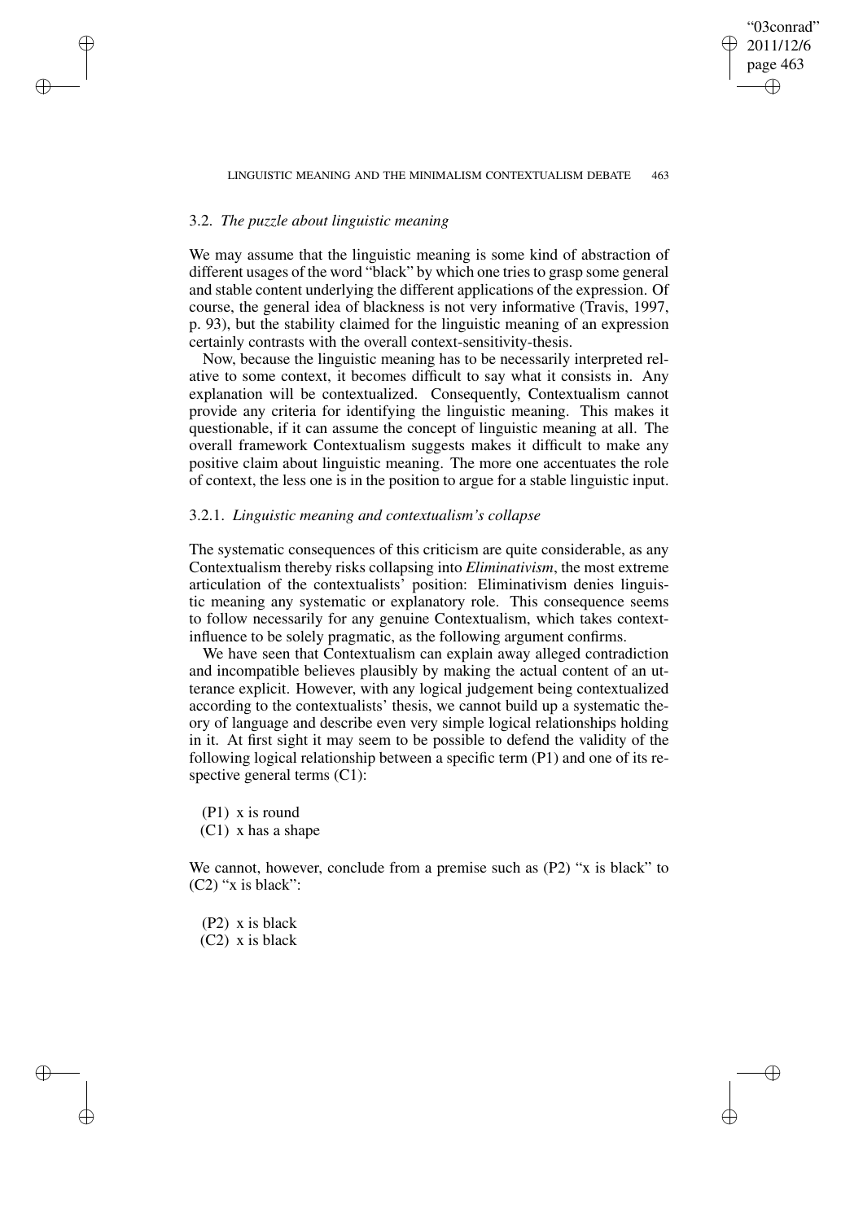### 3.2. *The puzzle about linguistic meaning*

We may assume that the linguistic meaning is some kind of abstraction of different usages of the word "black" by which one tries to grasp some general and stable content underlying the different applications of the expression. Of course, the general idea of blackness is not very informative (Travis, 1997, p. 93), but the stability claimed for the linguistic meaning of an expression certainly contrasts with the overall context-sensitivity-thesis.

Now, because the linguistic meaning has to be necessarily interpreted relative to some context, it becomes difficult to say what it consists in. Any explanation will be contextualized. Consequently, Contextualism cannot provide any criteria for identifying the linguistic meaning. This makes it questionable, if it can assume the concept of linguistic meaning at all. The overall framework Contextualism suggests makes it difficult to make any positive claim about linguistic meaning. The more one accentuates the role of context, the less one is in the position to argue for a stable linguistic input.

#### 3.2.1. *Linguistic meaning and contextualism's collapse*

The systematic consequences of this criticism are quite considerable, as any Contextualism thereby risks collapsing into *Eliminativism*, the most extreme articulation of the contextualists' position: Eliminativism denies linguistic meaning any systematic or explanatory role. This consequence seems to follow necessarily for any genuine Contextualism, which takes context-influence to be solely pragmatic, as the following argument confirms.

We have seen that Contextualism can explain away alleged contradiction and incompatible believes plausibly by making the actual content of an utterance explicit. However, with any logical judgement being contextualized according to the contextualists' thesis, we cannot build up a systematic theory of language and describe even very simple logical relationships holding in it. At first sight it may seem to be possible to defend the validity of the following logical relationship between a specific term (P1) and one of its respective general terms (C1):

(P1) x is round
(C1) x has a shape

We cannot, however, conclude from a premise such as (P2) "x is black" to (C2) "x is black":

(P2) x is black
(C2) x is black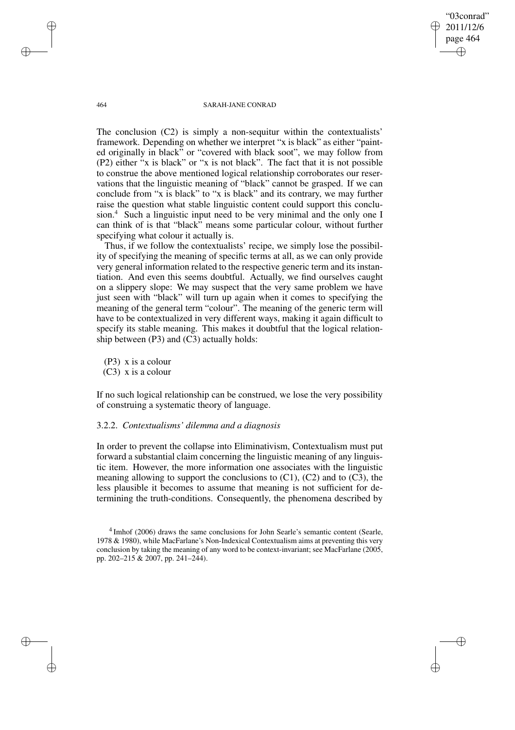The conclusion (C2) is simply a non-sequitur within the contextualists' framework. Depending on whether we interpret "x is black" as either "painted originally in black" or "covered with black soot", we may follow from (P2) either "x is black" or "x is not black". The fact that it is not possible to construe the above mentioned logical relationship corroborates our reservations that the linguistic meaning of "black" cannot be grasped. If we can conclude from "x is black" to "x is black" and its contrary, we may further raise the question what stable linguistic content could support this conclusion.[4] Such a linguistic input need to be very minimal and the only one I can think of is that "black" means some particular colour, without further specifying what colour it actually is.

Thus, if we follow the contextualists' recipe, we simply lose the possibility of specifying the meaning of specific terms at all, as we can only provide very general information related to the respective generic term and its instantiation. And even this seems doubtful. Actually, we find ourselves caught on a slippery slope: We may suspect that the very same problem we have just seen with "black" will turn up again when it comes to specifying the meaning of the general term "colour". The meaning of the generic term will have to be contextualized in very different ways, making it again difficult to specify its stable meaning. This makes it doubtful that the logical relationship between (P3) and (C3) actually holds:

(P3) x is a colour
(C3) x is a colour

If no such logical relationship can be construed, we lose the very possibility of construing a systematic theory of language.

### 3.2.2. *Contextualisms' dilemma and a diagnosis*

In order to prevent the collapse into Eliminativism, Contextualism must put forward a substantial claim concerning the linguistic meaning of any linguistic item. However, the more information one associates with the linguistic meaning allowing to support the conclusions to (C1), (C2) and to (C3), the less plausible it becomes to assume that meaning is not sufficient for determining the truth-conditions. Consequently, the phenomena described by

[4] Imhof (2006) draws the same conclusions for John Searle's semantic content (Searle, 1978 & 1980), while MacFarlane's Non-Indexical Contextualism aims at preventing this very conclusion by taking the meaning of any word to be context-invariant; see MacFarlane (2005, pp. 202–215 & 2007, pp. 241–244).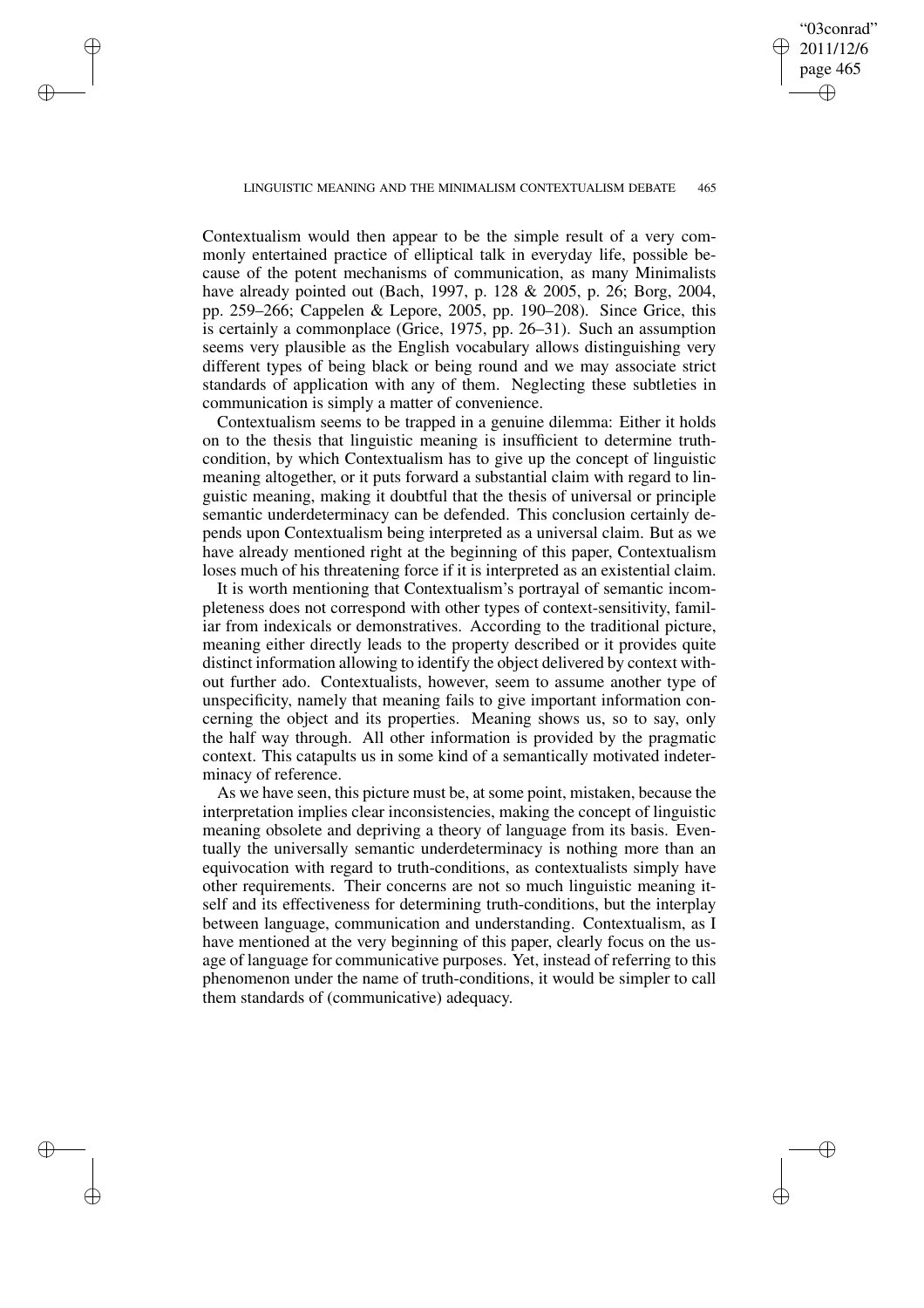Contextualism would then appear to be the simple result of a very commonly entertained practice of elliptical talk in everyday life, possible because of the potent mechanisms of communication, as many Minimalists have already pointed out (Bach, 1997, p. 128 & 2005, p. 26; Borg, 2004, pp. 259–266; Cappelen & Lepore, 2005, pp. 190–208). Since Grice, this is certainly a commonplace (Grice, 1975, pp. 26–31). Such an assumption seems very plausible as the English vocabulary allows distinguishing very different types of being black or being round and we may associate strict standards of application with any of them. Neglecting these subtleties in communication is simply a matter of convenience.

Contextualism seems to be trapped in a genuine dilemma: Either it holds on to the thesis that linguistic meaning is insufficient to determine truth-condition, by which Contextualism has to give up the concept of linguistic meaning altogether, or it puts forward a substantial claim with regard to linguistic meaning, making it doubtful that the thesis of universal or principle semantic underdeterminacy can be defended. This conclusion certainly depends upon Contextualism being interpreted as a universal claim. But as we have already mentioned right at the beginning of this paper, Contextualism loses much of his threatening force if it is interpreted as an existential claim.

It is worth mentioning that Contextualism's portrayal of semantic incompleteness does not correspond with other types of context-sensitivity, familiar from indexicals or demonstratives. According to the traditional picture, meaning either directly leads to the property described or it provides quite distinct information allowing to identify the object delivered by context without further ado. Contextualists, however, seem to assume another type of unspecificity, namely that meaning fails to give important information concerning the object and its properties. Meaning shows us, so to say, only the half way through. All other information is provided by the pragmatic context. This catapults us in some kind of a semantically motivated indeterminacy of reference.

As we have seen, this picture must be, at some point, mistaken, because the interpretation implies clear inconsistencies, making the concept of linguistic meaning obsolete and depriving a theory of language from its basis. Eventually the universally semantic underdeterminacy is nothing more than an equivocation with regard to truth-conditions, as contextualists simply have other requirements. Their concerns are not so much linguistic meaning itself and its effectiveness for determining truth-conditions, but the interplay between language, communication and understanding. Contextualism, as I have mentioned at the very beginning of this paper, clearly focus on the usage of language for communicative purposes. Yet, instead of referring to this phenomenon under the name of truth-conditions, it would be simpler to call them standards of (communicative) adequacy.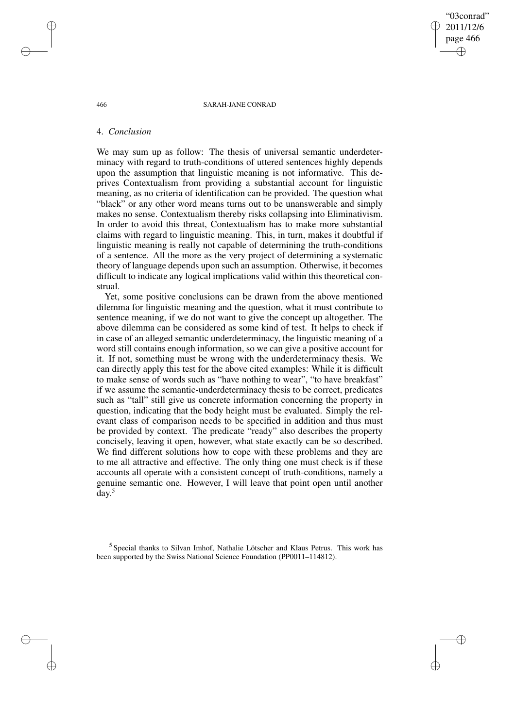## 4. *Conclusion*

We may sum up as follow: The thesis of universal semantic underdeterminacy with regard to truth-conditions of uttered sentences highly depends upon the assumption that linguistic meaning is not informative. This deprives Contextualism from providing a substantial account for linguistic meaning, as no criteria of identification can be provided. The question what "black" or any other word means turns out to be unanswerable and simply makes no sense. Contextualism thereby risks collapsing into Eliminativism. In order to avoid this threat, Contextualism has to make more substantial claims with regard to linguistic meaning. This, in turn, makes it doubtful if linguistic meaning is really not capable of determining the truth-conditions of a sentence. All the more as the very project of determining a systematic theory of language depends upon such an assumption. Otherwise, it becomes difficult to indicate any logical implications valid within this theoretical construal.

Yet, some positive conclusions can be drawn from the above mentioned dilemma for linguistic meaning and the question, what it must contribute to sentence meaning, if we do not want to give the concept up altogether. The above dilemma can be considered as some kind of test. It helps to check if in case of an alleged semantic underdeterminacy, the linguistic meaning of a word still contains enough information, so we can give a positive account for it. If not, something must be wrong with the underdeterminacy thesis. We can directly apply this test for the above cited examples: While it is difficult to make sense of words such as "have nothing to wear", "to have breakfast" if we assume the semantic-underdeterminacy thesis to be correct, predicates such as "tall" still give us concrete information concerning the property in question, indicating that the body height must be evaluated. Simply the relevant class of comparison needs to be specified in addition and thus must be provided by context. The predicate "ready" also describes the property concisely, leaving it open, however, what state exactly can be so described. We find different solutions how to cope with these problems and they are to me all attractive and effective. The only thing one must check is if these accounts all operate with a consistent concept of truth-conditions, namely a genuine semantic one. However, I will leave that point open until another day.[5]

[5] Special thanks to Silvan Imhof, Nathalie Lötscher and Klaus Petrus. This work has been supported by the Swiss National Science Foundation (PP0011–114812).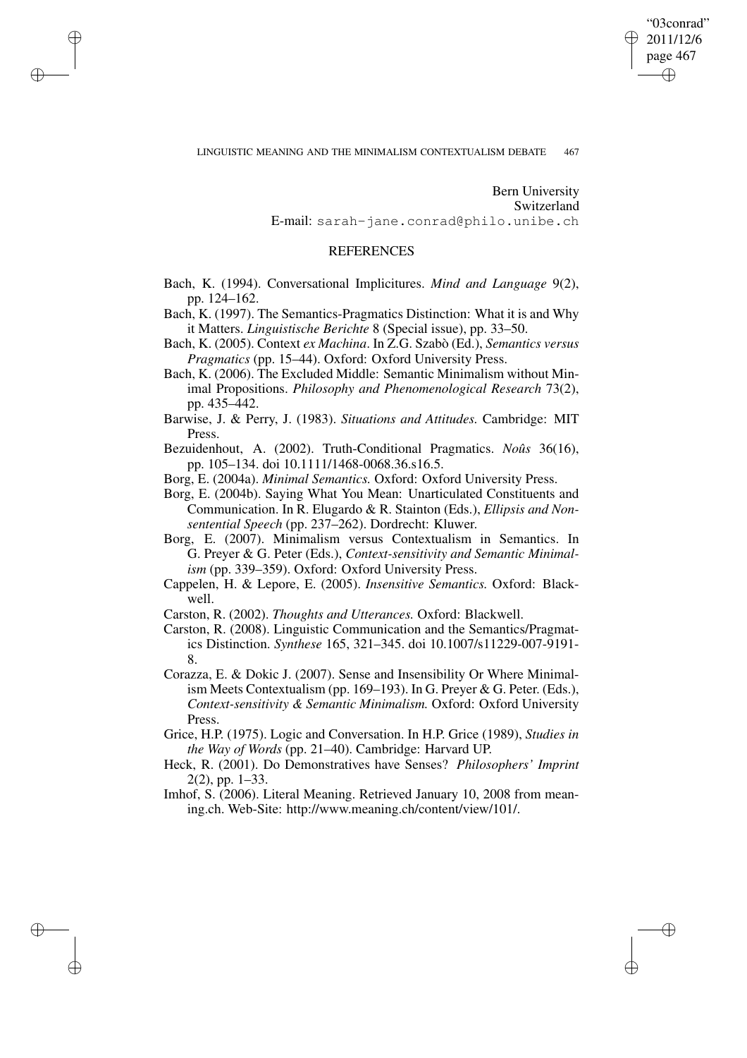Bern University
Switzerland
E-mail: sarah-jane.conrad@philo.unibe.ch

## REFERENCES

Bach, K. (1994). Conversational Implicitures. *Mind and Language* 9(2), pp. 124–162.

Bach, K. (1997). The Semantics-Pragmatics Distinction: What it is and Why it Matters. *Linguistische Berichte* 8 (Special issue), pp. 33–50.

Bach, K. (2005). Context *ex Machina*. In Z.G. Szabò (Ed.), *Semantics versus Pragmatics* (pp. 15–44). Oxford: Oxford University Press.

Bach, K. (2006). The Excluded Middle: Semantic Minimalism without Minimal Propositions. *Philosophy and Phenomenological Research* 73(2), pp. 435–442.

Barwise, J. & Perry, J. (1983). *Situations and Attitudes.* Cambridge: MIT Press.

Bezuidenhout, A. (2002). Truth-Conditional Pragmatics. *Noûs* 36(16), pp. 105–134. doi 10.1111/1468-0068.36.s16.5.

Borg, E. (2004a). *Minimal Semantics.* Oxford: Oxford University Press.

Borg, E. (2004b). Saying What You Mean: Unarticulated Constituents and Communication. In R. Elugardo & R. Stainton (Eds.), *Ellipsis and Nonsentential Speech* (pp. 237–262). Dordrecht: Kluwer.

Borg, E. (2007). Minimalism versus Contextualism in Semantics. In G. Preyer & G. Peter (Eds.), *Context-sensitivity and Semantic Minimalism* (pp. 339–359). Oxford: Oxford University Press.

Cappelen, H. & Lepore, E. (2005). *Insensitive Semantics.* Oxford: Blackwell.

Carston, R. (2002). *Thoughts and Utterances.* Oxford: Blackwell.

Carston, R. (2008). Linguistic Communication and the Semantics/Pragmatics Distinction. *Synthese* 165, 321–345. doi 10.1007/s11229-007-9191-8.

Corazza, E. & Dokic J. (2007). Sense and Insensibility Or Where Minimalism Meets Contextualism (pp. 169–193). In G. Preyer & G. Peter. (Eds.), *Context-sensitivity & Semantic Minimalism.* Oxford: Oxford University Press.

Grice, H.P. (1975). Logic and Conversation. In H.P. Grice (1989), *Studies in the Way of Words* (pp. 21–40). Cambridge: Harvard UP.

Heck, R. (2001). Do Demonstratives have Senses? *Philosophers' Imprint* 2(2), pp. 1–33.

Imhof, S. (2006). Literal Meaning. Retrieved January 10, 2008 from meaning.ch. Web-Site: http://www.meaning.ch/content/view/101/.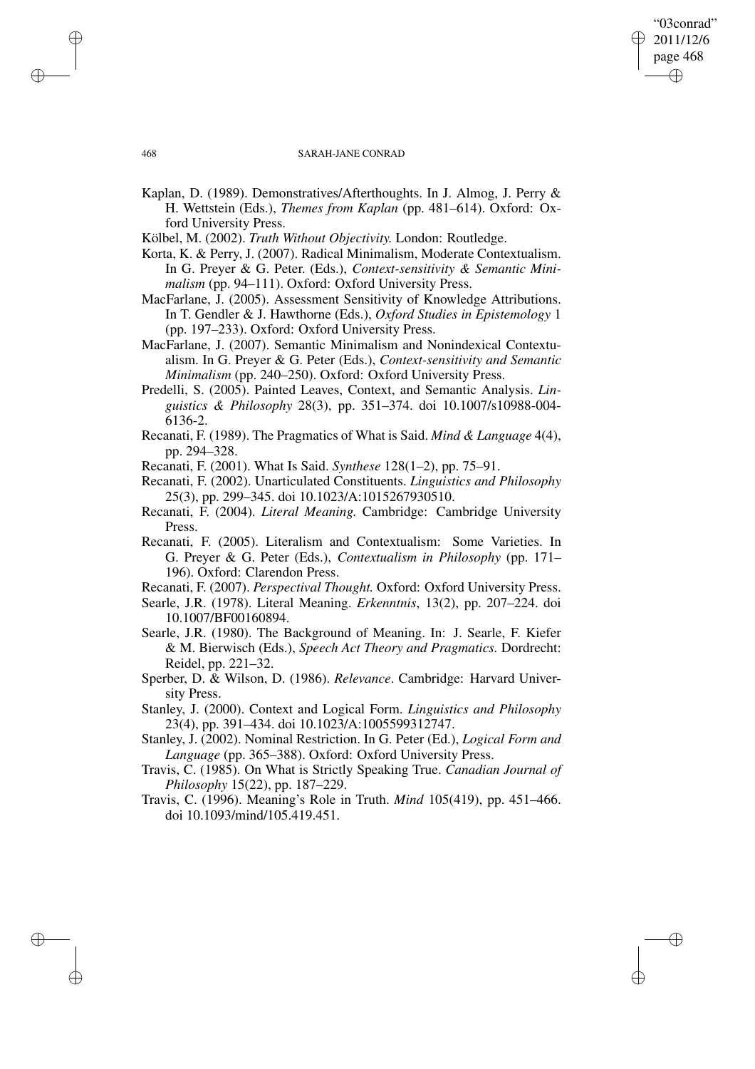Kaplan, D. (1989). Demonstratives/Afterthoughts. In J. Almog, J. Perry & H. Wettstein (Eds.), *Themes from Kaplan* (pp. 481–614). Oxford: Oxford University Press.

Kölbel, M. (2002). *Truth Without Objectivity.* London: Routledge.

Korta, K. & Perry, J. (2007). Radical Minimalism, Moderate Contextualism. In G. Preyer & G. Peter. (Eds.), *Context-sensitivity & Semantic Minimalism* (pp. 94–111). Oxford: Oxford University Press.

MacFarlane, J. (2005). Assessment Sensitivity of Knowledge Attributions. In T. Gendler & J. Hawthorne (Eds.), *Oxford Studies in Epistemology* 1 (pp. 197–233). Oxford: Oxford University Press.

MacFarlane, J. (2007). Semantic Minimalism and Nonindexical Contextualism. In G. Preyer & G. Peter (Eds.), *Context-sensitivity and Semantic Minimalism* (pp. 240–250). Oxford: Oxford University Press.

Predelli, S. (2005). Painted Leaves, Context, and Semantic Analysis. *Linguistics & Philosophy* 28(3), pp. 351–374. doi 10.1007/s10988-004-6136-2.

Recanati, F. (1989). The Pragmatics of What is Said. *Mind & Language* 4(4), pp. 294–328.

Recanati, F. (2001). What Is Said. *Synthese* 128(1–2), pp. 75–91.

Recanati, F. (2002). Unarticulated Constituents. *Linguistics and Philosophy* 25(3), pp. 299–345. doi 10.1023/A:1015267930510.

Recanati, F. (2004). *Literal Meaning.* Cambridge: Cambridge University Press.

Recanati, F. (2005). Literalism and Contextualism: Some Varieties. In G. Preyer & G. Peter (Eds.), *Contextualism in Philosophy* (pp. 171–196). Oxford: Clarendon Press.

Recanati, F. (2007). *Perspectival Thought.* Oxford: Oxford University Press.

Searle, J.R. (1978). Literal Meaning. *Erkenntnis*, 13(2), pp. 207–224. doi 10.1007/BF00160894.

Searle, J.R. (1980). The Background of Meaning. In: J. Searle, F. Kiefer & M. Bierwisch (Eds.), *Speech Act Theory and Pragmatics.* Dordrecht: Reidel, pp. 221–32.

Sperber, D. & Wilson, D. (1986). *Relevance*. Cambridge: Harvard University Press.

Stanley, J. (2000). Context and Logical Form. *Linguistics and Philosophy* 23(4), pp. 391–434. doi 10.1023/A:1005599312747.

Stanley, J. (2002). Nominal Restriction. In G. Peter (Ed.), *Logical Form and Language* (pp. 365–388). Oxford: Oxford University Press.

Travis, C. (1985). On What is Strictly Speaking True. *Canadian Journal of Philosophy* 15(22), pp. 187–229.

Travis, C. (1996). Meaning's Role in Truth. *Mind* 105(419), pp. 451–466. doi 10.1093/mind/105.419.451.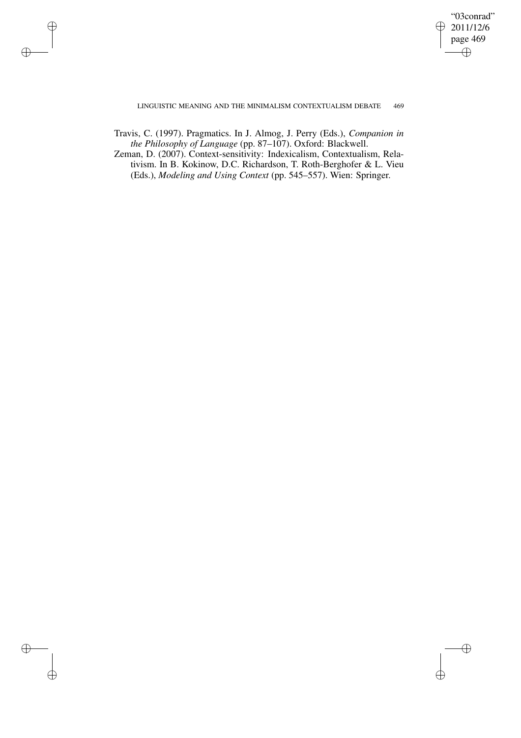Travis, C. (1997). Pragmatics. In J. Almog, J. Perry (Eds.), *Companion in the Philosophy of Language* (pp. 87–107). Oxford: Blackwell.

Zeman, D. (2007). Context-sensitivity: Indexicalism, Contextualism, Relativism. In B. Kokinow, D.C. Richardson, T. Roth-Berghofer & L. Vieu (Eds.), *Modeling and Using Context* (pp. 545–557). Wien: Springer.